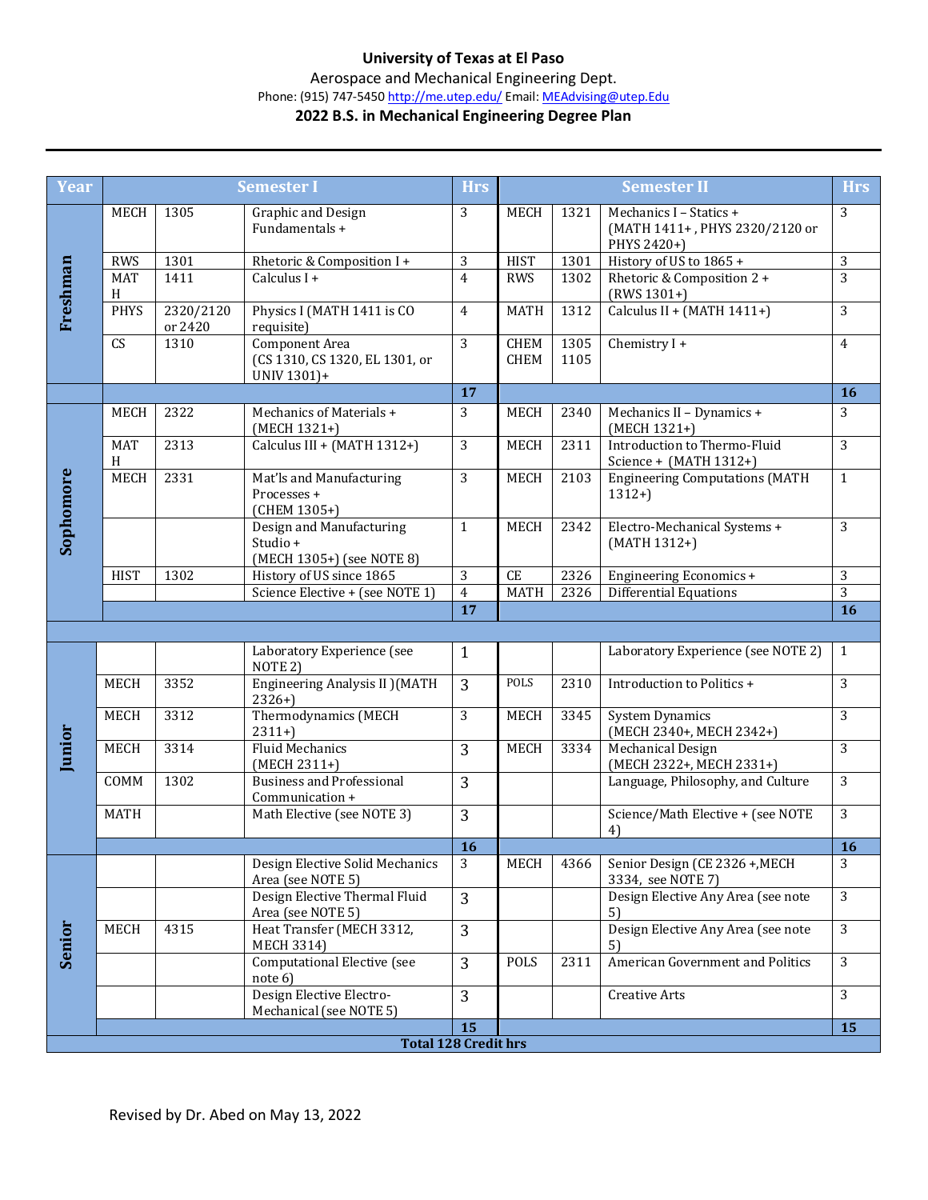**University of Texas at El Paso**

Aerospace and Mechanical Engineering Dept.

Phone: (915) 747-5450 http://me.utep.edu/ Email: MEAdvising@utep.Edu

**2022 B.S. in Mechanical Engineering Degree Plan**

| Year | Semester I | | | Hrs | Semester II | | | Hrs |
|---|---|---|---|---|---|---|---|---|
| Freshman | MECH | 1305 | Graphic and Design Fundamentals + | 3 | MECH | 1321 | Mechanics I – Statics + (MATH 1411+ , PHYS 2320/2120 or PHYS 2420+) | 3 |
| | RWS | 1301 | Rhetoric & Composition I + | 3 | HIST | 1301 | History of US to 1865 + | 3 |
| | MATH | 1411 | Calculus I + | 4 | RWS | 1302 | Rhetoric & Composition 2 + (RWS 1301+) | 3 |
| | PHYS | 2320/2120 or 2420 | Physics I (MATH 1411 is CO requisite) | 4 | MATH | 1312 | Calculus II + (MATH 1411+) | 3 |
| | CS | 1310 | Component Area (CS 1310, CS 1320, EL 1301, or UNIV 1301)+ | 3 | CHEM CHEM | 1305 1105 | Chemistry I + | 4 |
| | | | | **17** | | | | **16** |
| Sophomore | MECH | 2322 | Mechanics of Materials + (MECH 1321+) | 3 | MECH | 2340 | Mechanics II – Dynamics + (MECH 1321+) | 3 |
| | MATH | 2313 | Calculus III + (MATH 1312+) | 3 | MECH | 2311 | Introduction to Thermo-Fluid Science + (MATH 1312+) | 3 |
| | MECH | 2331 | Mat'ls and Manufacturing Processes + (CHEM 1305+) | 3 | MECH | 2103 | Engineering Computations (MATH 1312+) | 1 |
| | | | Design and Manufacturing Studio + (MECH 1305+) (see NOTE 8) | 1 | MECH | 2342 | Electro-Mechanical Systems + (MATH 1312+) | 3 |
| | HIST | 1302 | History of US since 1865 | 3 | CE | 2326 | Engineering Economics + | 3 |
| | | | Science Elective + (see NOTE 1) | 4 | MATH | 2326 | Differential Equations | 3 |
| | | | | **17** | | | | **16** |
| Junior | | | Laboratory Experience (see NOTE 2) | 1 | | | Laboratory Experience (see NOTE 2) | 1 |
| | MECH | 3352 | Engineering Analysis II )(MATH 2326+) | 3 | POLS | 2310 | Introduction to Politics + | 3 |
| | MECH | 3312 | Thermodynamics (MECH 2311+) | 3 | MECH | 3345 | System Dynamics (MECH 2340+, MECH 2342+) | 3 |
| | MECH | 3314 | Fluid Mechanics (MECH 2311+) | 3 | MECH | 3334 | Mechanical Design (MECH 2322+, MECH 2331+) | 3 |
| | COMM | 1302 | Business and Professional Communication + | 3 | | | Language, Philosophy, and Culture | 3 |
| | MATH | | Math Elective (see NOTE 3) | 3 | | | Science/Math Elective + (see NOTE 4) | 3 |
| | | | | **16** | | | | **16** |
| Senior | | | Design Elective Solid Mechanics Area (see NOTE 5) | 3 | MECH | 4366 | Senior Design (CE 2326 +,MECH 3334, see NOTE 7) | 3 |
| | | | Design Elective Thermal Fluid Area (see NOTE 5) | 3 | | | Design Elective Any Area (see note 5) | 3 |
| | MECH | 4315 | Heat Transfer (MECH 3312, MECH 3314) | 3 | | | Design Elective Any Area (see note 5) | 3 |
| | | | Computational Elective (see note 6) | 3 | POLS | 2311 | American Government and Politics | 3 |
| | | | Design Elective Electro-Mechanical (see NOTE 5) | 3 | | | Creative Arts | 3 |
| | | | | **15** | | | | **15** |
| **Total 128 Credit hrs** | | | | | | | | |

Revised by Dr. Abed on May 13, 2022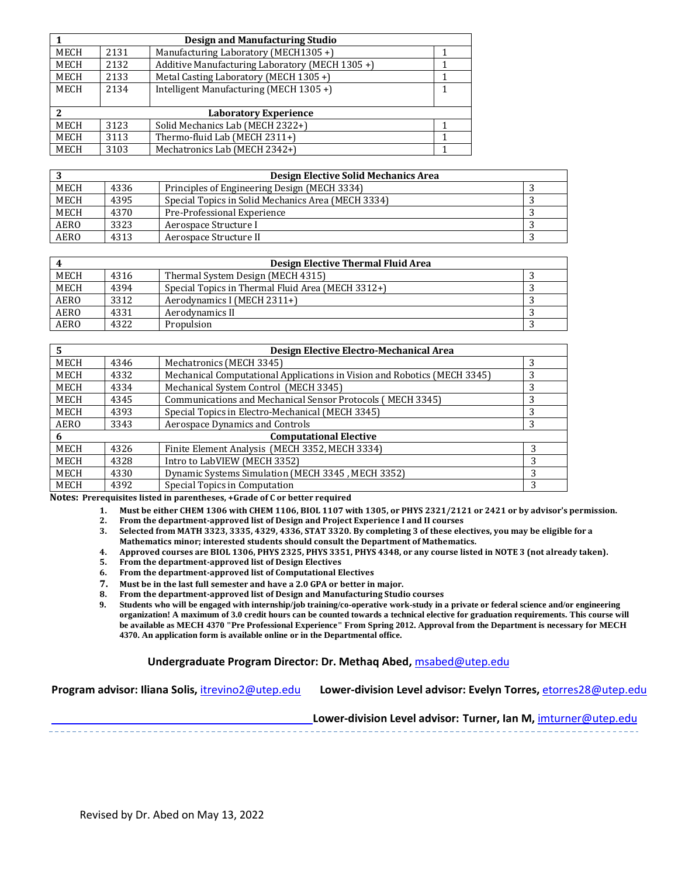| | | | |
|---|---|---|---|
| 1 | | Design and Manufacturing Studio | |
| MECH | 2131 | Manufacturing Laboratory (MECH1305 +) | 1 |
| MECH | 2132 | Additive Manufacturing Laboratory (MECH 1305 +) | 1 |
| MECH | 2133 | Metal Casting Laboratory (MECH 1305 +) | 1 |
| MECH | 2134 | Intelligent Manufacturing (MECH 1305 +) | 1 |
| 2 | | Laboratory Experience | |
| MECH | 3123 | Solid Mechanics Lab (MECH 2322+) | 1 |
| MECH | 3113 | Thermo-fluid Lab (MECH 2311+) | 1 |
| MECH | 3103 | Mechatronics Lab (MECH 2342+) | 1 |

| | | | |
|---|---|---|---|
| 3 | | Design Elective Solid Mechanics Area | |
| MECH | 4336 | Principles of Engineering Design (MECH 3334) | 3 |
| MECH | 4395 | Special Topics in Solid Mechanics Area (MECH 3334) | 3 |
| MECH | 4370 | Pre-Professional Experience | 3 |
| AERO | 3323 | Aerospace Structure I | 3 |
| AERO | 4313 | Aerospace Structure II | 3 |

| | | | |
|---|---|---|---|
| 4 | | Design Elective Thermal Fluid Area | |
| MECH | 4316 | Thermal System Design (MECH 4315) | 3 |
| MECH | 4394 | Special Topics in Thermal Fluid Area (MECH 3312+) | 3 |
| AERO | 3312 | Aerodynamics I (MECH 2311+) | 3 |
| AERO | 4331 | Aerodynamics II | 3 |
| AERO | 4322 | Propulsion | 3 |

| | | | |
|---|---|---|---|
| 5 | | Design Elective Electro-Mechanical Area | |
| MECH | 4346 | Mechatronics (MECH 3345) | 3 |
| MECH | 4332 | Mechanical Computational Applications in Vision and Robotics (MECH 3345) | 3 |
| MECH | 4334 | Mechanical System Control (MECH 3345) | 3 |
| MECH | 4345 | Communications and Mechanical Sensor Protocols ( MECH 3345) | 3 |
| MECH | 4393 | Special Topics in Electro-Mechanical (MECH 3345) | 3 |
| AERO | 3343 | Aerospace Dynamics and Controls | 3 |
| 6 | | Computational Elective | |
| MECH | 4326 | Finite Element Analysis (MECH 3352, MECH 3334) | 3 |
| MECH | 4328 | Intro to LabVIEW (MECH 3352) | 3 |
| MECH | 4330 | Dynamic Systems Simulation (MECH 3345 , MECH 3352) | 3 |
| MECH | 4392 | Special Topics in Computation | 3 |

**Notes: Prerequisites listed in parentheses, +Grade of C or better required**

1. **Must be either CHEM 1306 with CHEM 1106, BIOL 1107 with 1305, or PHYS 2321/2121 or 2421 or by advisor's permission.**
2. **From the department-approved list of Design and Project Experience I and II courses**
3. **Selected from MATH 3323, 3335, 4329, 4336, STAT 3320. By completing 3 of these electives, you may be eligible for a Mathematics minor; interested students should consult the Department of Mathematics.**
4. **Approved courses are BIOL 1306, PHYS 2325, PHYS 3351, PHYS 4348, or any course listed in NOTE 3 (not already taken).**
5. **From the department-approved list of Design Electives**
6. **From the department-approved list of Computational Electives**
7. **Must be in the last full semester and have a 2.0 GPA or better in major.**
8. **From the department-approved list of Design and Manufacturing Studio courses**
9. **Students who will be engaged with internship/job training/co-operative work-study in a private or federal science and/or engineering organization! A maximum of 3.0 credit hours can be counted towards a technical elective for graduation requirements. This course will be available as MECH 4370 "Pre Professional Experience" From Spring 2012. Approval from the Department is necessary for MECH 4370. An application form is available online or in the Departmental office.**

**Undergraduate Program Director: Dr. Methaq Abed,** msabed@utep.edu

**Program advisor: Iliana Solis,** itrevino2@utep.edu **Lower-division Level advisor: Evelyn Torres,** etorres28@utep.edu

**Lower-division Level advisor: Turner, Ian M,** imturner@utep.edu

Revised by Dr. Abed on May 13, 2022